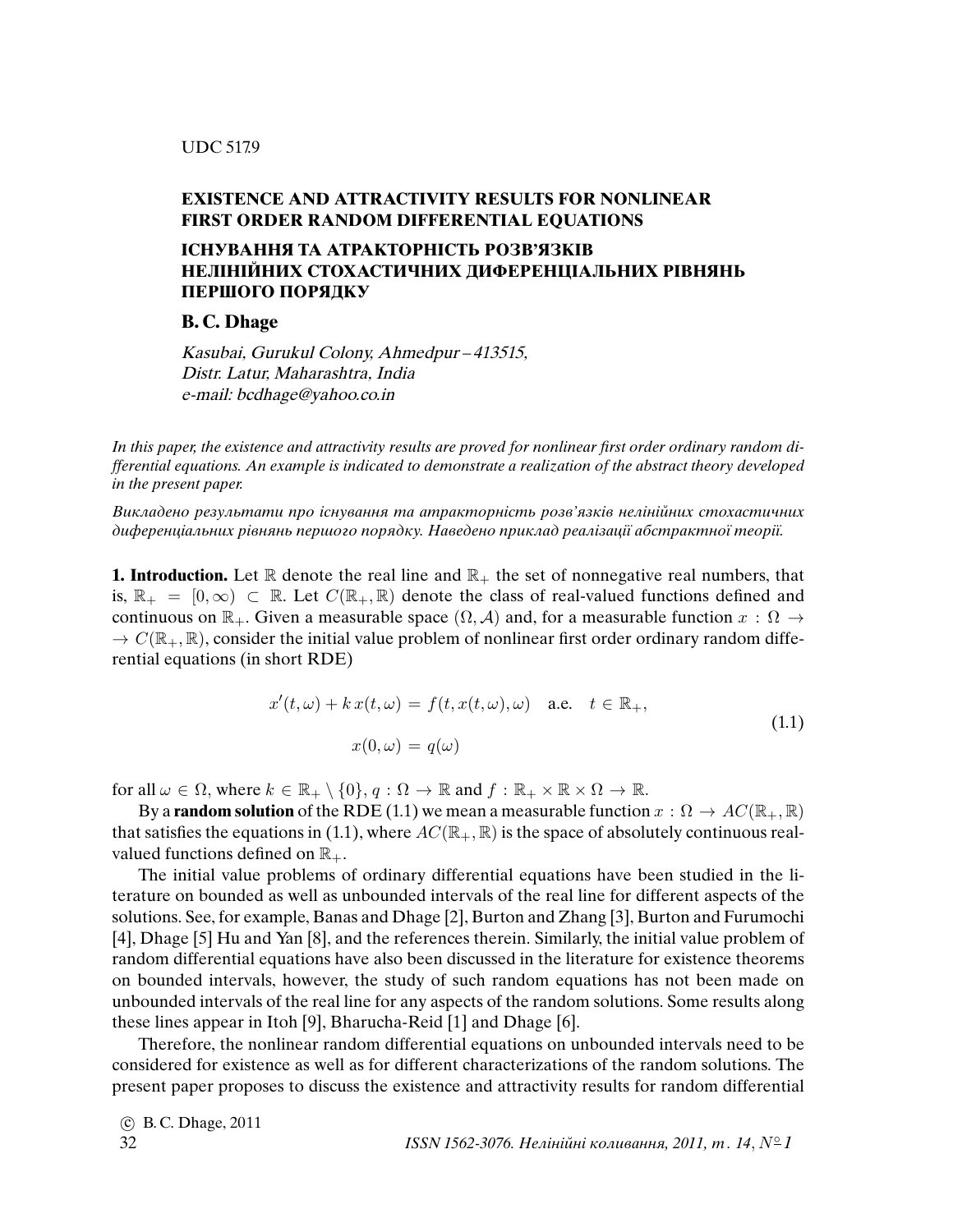UDC 517.9

# EXISTENCE AND ATTRACTIVITY RESULTS FOR NONLINEAR FIRST ORDER RANDOM DIFFERENTIAL EQUATIONS

# ІСНУВАННЯ ТА АТРАКТОРНІСТЬ РОЗВ'ЯЗКІВ НЕЛІНІЙНИХ СТОХАСТИЧНИХ ДИФЕРЕНЦІАЛЬНИХ РІВНЯНЬ ПЕРШОГО ПОРЯДКУ

**B. C. Dhage**

*Kasubai, Gurukul Colony, Ahmedpur – 413515,*
*Distr. Latur, Maharashtra, India*
*e-mail: bcdhage@yahoo.co.in*

*In this paper, the existence and attractivity results are proved for nonlinear first order ordinary random differential equations. An example is indicated to demonstrate a realization of the abstract theory developed in the present paper.*

*Викладено результати про існування та атракторність розв'язків нелінійних стохастичних диференціальних рівнянь першого порядку. Наведено приклад реалізації абстрактної теорії.*

**1. Introduction.** Let $\mathbb{R}$ denote the real line and $\mathbb{R}_+$ the set of nonnegative real numbers, that is, $\mathbb{R}_+ = [0, \infty) \subset \mathbb{R}$. Let $C(\mathbb{R}_+, \mathbb{R})$ denote the class of real-valued functions defined and continuous on $\mathbb{R}_+$. Given a measurable space $(\Omega, \mathcal{A})$ and, for a measurable function $x : \Omega \to C(\mathbb{R}_+, \mathbb{R})$, consider the initial value problem of nonlinear first order ordinary random differential equations (in short RDE)

$$
\begin{aligned}
x'(t,\omega) + k\,x(t,\omega) &= f(t, x(t,\omega), \omega) \quad \text{a.e.} \quad t \in \mathbb{R}_+, \\
x(0,\omega) &= q(\omega)
\end{aligned}
\tag{1.1}
$$

for all $\omega \in \Omega$, where $k \in \mathbb{R}_+ \setminus \{0\}$, $q : \Omega \to \mathbb{R}$ and $f : \mathbb{R}_+ \times \mathbb{R} \times \Omega \to \mathbb{R}$.

By a **random solution** of the RDE (1.1) we mean a measurable function $x : \Omega \to AC(\mathbb{R}_+, \mathbb{R})$ that satisfies the equations in (1.1), where $AC(\mathbb{R}_+, \mathbb{R})$ is the space of absolutely continuous real-valued functions defined on $\mathbb{R}_+$.

The initial value problems of ordinary differential equations have been studied in the literature on bounded as well as unbounded intervals of the real line for different aspects of the solutions. See, for example, Banas and Dhage [2], Burton and Zhang [3], Burton and Furumochi [4], Dhage [5] Hu and Yan [8], and the references therein. Similarly, the initial value problem of random differential equations have also been discussed in the literature for existence theorems on bounded intervals, however, the study of such random equations has not been made on unbounded intervals of the real line for any aspects of the random solutions. Some results along these lines appear in Itoh [9], Bharucha-Reid [1] and Dhage [6].

Therefore, the nonlinear random differential equations on unbounded intervals need to be considered for existence as well as for different characterizations of the random solutions. The present paper proposes to discuss the existence and attractivity results for random differential

© B. C. Dhage, 2011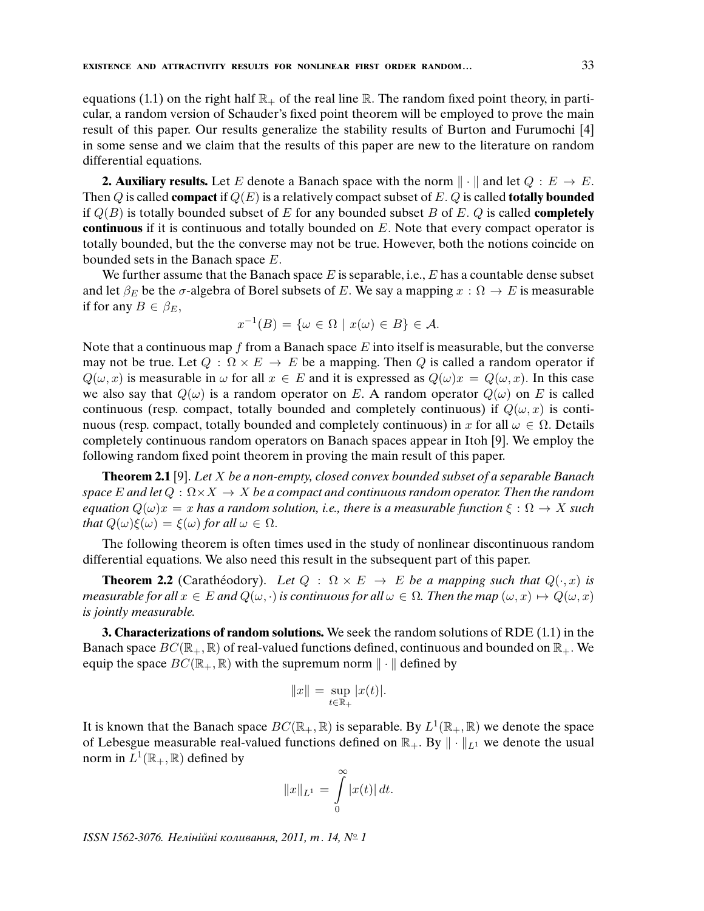equations (1.1) on the right half $\mathbb{R}_+$ of the real line $\mathbb{R}$. The random fixed point theory, in particular, a random version of Schauder's fixed point theorem will be employed to prove the main result of this paper. Our results generalize the stability results of Burton and Furumochi [4] in some sense and we claim that the results of this paper are new to the literature on random differential equations.

**2. Auxiliary results.** Let $E$ denote a Banach space with the norm $\|\cdot\|$ and let $Q : E \to E$. Then $Q$ is called **compact** if $Q(E)$ is a relatively compact subset of $E$. $Q$ is called **totally bounded** if $Q(B)$ is totally bounded subset of $E$ for any bounded subset $B$ of $E$. $Q$ is called **completely continuous** if it is continuous and totally bounded on $E$. Note that every compact operator is totally bounded, but the the converse may not be true. However, both the notions coincide on bounded sets in the Banach space $E$.

We further assume that the Banach space $E$ is separable, i.e., $E$ has a countable dense subset and let $\beta_E$ be the $\sigma$-algebra of Borel subsets of $E$. We say a mapping $x : \Omega \to E$ is measurable if for any $B \in \beta_E$,

$$x^{-1}(B) = \{\omega \in \Omega \mid x(\omega) \in B\} \in \mathcal{A}.$$

Note that a continuous map $f$ from a Banach space $E$ into itself is measurable, but the converse may not be true. Let $Q : \Omega \times E \to E$ be a mapping. Then $Q$ is called a random operator if $Q(\omega, x)$ is measurable in $\omega$ for all $x \in E$ and it is expressed as $Q(\omega)x = Q(\omega, x)$. In this case we also say that $Q(\omega)$ is a random operator on $E$. A random operator $Q(\omega)$ on $E$ is called continuous (resp. compact, totally bounded and completely continuous) if $Q(\omega, x)$ is continuous (resp. compact, totally bounded and completely continuous) in $x$ for all $\omega \in \Omega$. Details completely continuous random operators on Banach spaces appear in Itoh [9]. We employ the following random fixed point theorem in proving the main result of this paper.

**Theorem 2.1** [9]. *Let $X$ be a non-empty, closed convex bounded subset of a separable Banach space $E$ and let $Q : \Omega \times X \to X$ be a compact and continuous random operator. Then the random equation $Q(\omega)x = x$ has a random solution, i.e., there is a measurable function $\xi : \Omega \to X$ such that $Q(\omega)\xi(\omega) = \xi(\omega)$ for all $\omega \in \Omega$.*

The following theorem is often times used in the study of nonlinear discontinuous random differential equations. We also need this result in the subsequent part of this paper.

**Theorem 2.2** (Carathéodory). *Let $Q : \Omega \times E \to E$ be a mapping such that $Q(\cdot, x)$ is measurable for all $x \in E$ and $Q(\omega, \cdot)$ is continuous for all $\omega \in \Omega$. Then the map $(\omega, x) \mapsto Q(\omega, x)$ is jointly measurable.*

**3. Characterizations of random solutions.** We seek the random solutions of RDE (1.1) in the Banach space $BC(\mathbb{R}_+, \mathbb{R})$ of real-valued functions defined, continuous and bounded on $\mathbb{R}_+$. We equip the space $BC(\mathbb{R}_+, \mathbb{R})$ with the supremum norm $\|\cdot\|$ defined by

$$\|x\| = \sup_{t \in \mathbb{R}_+} |x(t)|.$$

It is known that the Banach space $BC(\mathbb{R}_+, \mathbb{R})$ is separable. By $L^1(\mathbb{R}_+, \mathbb{R})$ we denote the space of Lebesgue measurable real-valued functions defined on $\mathbb{R}_+$. By $\|\cdot\|_{L^1}$ we denote the usual norm in $L^1(\mathbb{R}_+, \mathbb{R})$ defined by

$$\|x\|_{L^1} = \int_0^\infty |x(t)|\, dt.$$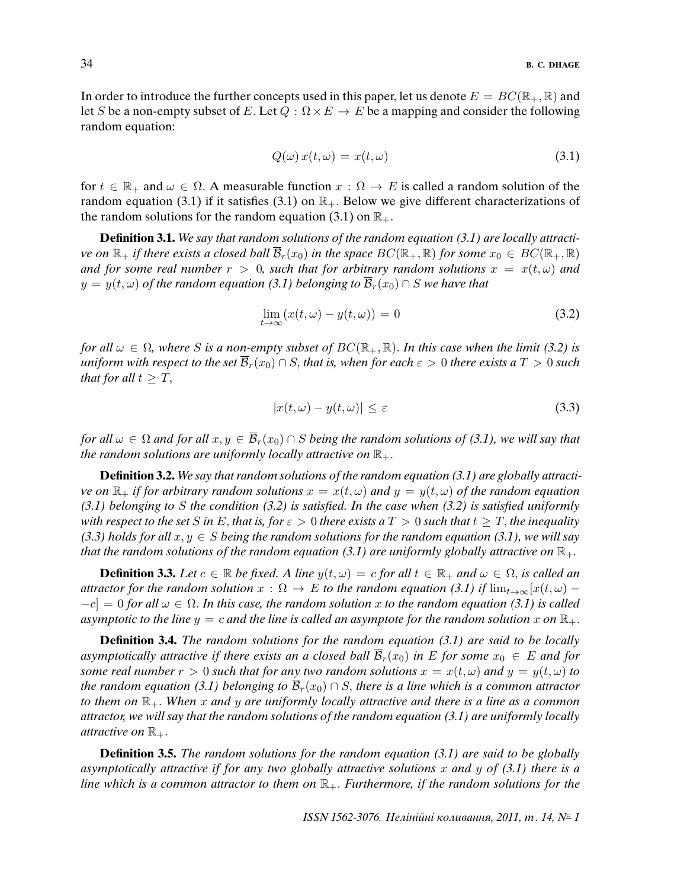In order to introduce the further concepts used in this paper, let us denote $E = BC(\mathbb{R}_+, \mathbb{R})$ and let $S$ be a non-empty subset of $E$. Let $Q : \Omega \times E \to E$ be a mapping and consider the following random equation:

$$Q(\omega)\, x(t, \omega) = x(t, \omega) \tag{3.1}$$

for $t \in \mathbb{R}_+$ and $\omega \in \Omega$. A measurable function $x : \Omega \to E$ is called a random solution of the random equation (3.1) if it satisfies (3.1) on $\mathbb{R}_+$. Below we give different characterizations of the random solutions for the random equation (3.1) on $\mathbb{R}_+$.

**Definition 3.1.** *We say that random solutions of the random equation (3.1) are locally attractive on $\mathbb{R}_+$ if there exists a closed ball $\overline{\mathcal{B}}_r(x_0)$ in the space $BC(\mathbb{R}_+, \mathbb{R})$ for some $x_0 \in BC(\mathbb{R}_+, \mathbb{R})$ and for some real number $r > 0$, such that for arbitrary random solutions $x = x(t, \omega)$ and $y = y(t, \omega)$ of the random equation (3.1) belonging to $\overline{\mathcal{B}}_r(x_0) \cap S$ we have that*

$$\lim_{t \to \infty} (x(t, \omega) - y(t, \omega)) = 0 \tag{3.2}$$

*for all $\omega \in \Omega$, where $S$ is a non-empty subset of $BC(\mathbb{R}_+, \mathbb{R})$. In this case when the limit (3.2) is uniform with respect to the set $\overline{\mathcal{B}}_r(x_0) \cap S$, that is, when for each $\varepsilon > 0$ there exists a $T > 0$ such that for all $t \geq T$,*

$$|x(t, \omega) - y(t, \omega)| \leq \varepsilon \tag{3.3}$$

*for all $\omega \in \Omega$ and for all $x, y \in \overline{\mathcal{B}}_r(x_0) \cap S$ being the random solutions of (3.1), we will say that the random solutions are uniformly locally attractive on $\mathbb{R}_+$.*

**Definition 3.2.** *We say that random solutions of the random equation (3.1) are globally attractive on $\mathbb{R}_+$ if for arbitrary random solutions $x = x(t, \omega)$ and $y = y(t, \omega)$ of the random equation (3.1) belonging to $S$ the condition (3.2) is satisfied. In the case when (3.2) is satisfied uniformly with respect to the set $S$ in $E$, that is, for $\varepsilon > 0$ there exists a $T > 0$ such that $t \geq T$, the inequality (3.3) holds for all $x, y \in S$ being the random solutions for the random equation (3.1), we will say that the random solutions of the random equation (3.1) are uniformly globally attractive on $\mathbb{R}_+$.*

**Definition 3.3.** *Let $c \in \mathbb{R}$ be fixed. A line $y(t, \omega) = c$ for all $t \in \mathbb{R}_+$ and $\omega \in \Omega$, is called an attractor for the random solution $x : \Omega \to E$ to the random equation (3.1) if $\lim_{t \to \infty}[x(t, \omega) - c] = 0$ for all $\omega \in \Omega$. In this case, the random solution $x$ to the random equation (3.1) is called asymptotic to the line $y = c$ and the line is called an asymptote for the random solution $x$ on $\mathbb{R}_+$.*

**Definition 3.4.** *The random solutions for the random equation (3.1) are said to be locally asymptotically attractive if there exists an a closed ball $\overline{\mathcal{B}}_r(x_0)$ in $E$ for some $x_0 \in E$ and for some real number $r > 0$ such that for any two random solutions $x = x(t, \omega)$ and $y = y(t, \omega)$ to the random equation (3.1) belonging to $\overline{\mathcal{B}}_r(x_0) \cap S$, there is a line which is a common attractor to them on $\mathbb{R}_+$. When $x$ and $y$ are uniformly locally attractive and there is a line as a common attractor, we will say that the random solutions of the random equation (3.1) are uniformly locally attractive on $\mathbb{R}_+$.*

**Definition 3.5.** *The random solutions for the random equation (3.1) are said to be globally asymptotically attractive if for any two globally attractive solutions $x$ and $y$ of (3.1) there is a line which is a common attractor to them on $\mathbb{R}_+$. Furthermore, if the random solutions for the*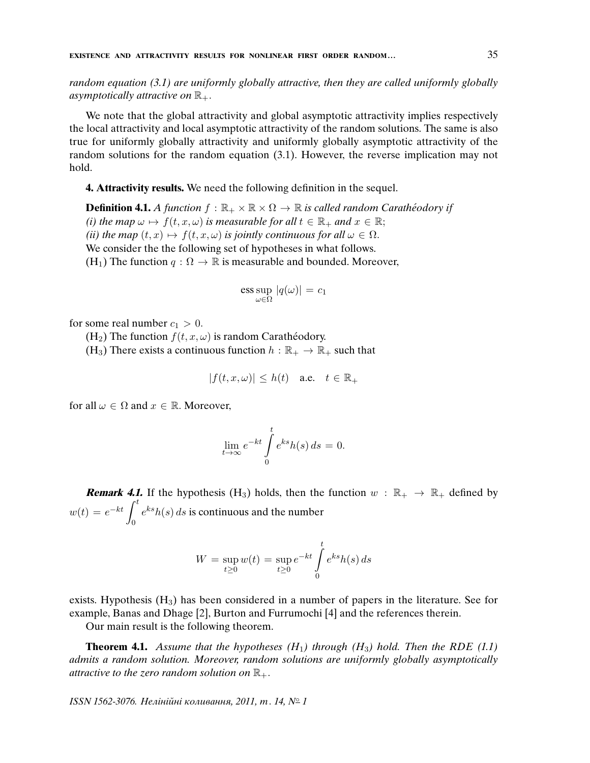*random equation (3.1) are uniformly globally attractive, then they are called uniformly globally asymptotically attractive on $\mathbb{R}_+$.*

We note that the global attractivity and global asymptotic attractivity implies respectively the local attractivity and local asymptotic attractivity of the random solutions. The same is also true for uniformly globally attractivity and uniformly globally asymptotic attractivity of the random solutions for the random equation (3.1). However, the reverse implication may not hold.

**4. Attractivity results.** We need the following definition in the sequel.

**Definition 4.1.** *A function $f : \mathbb{R}_+ \times \mathbb{R} \times \Omega \to \mathbb{R}$ is called random Carathéodory if*
*(i) the map $\omega \mapsto f(t, x, \omega)$ is measurable for all $t \in \mathbb{R}_+$ and $x \in \mathbb{R}$;*
*(ii) the map $(t, x) \mapsto f(t, x, \omega)$ is jointly continuous for all $\omega \in \Omega$.*
We consider the the following set of hypotheses in what follows.
($H_1$) The function $q : \Omega \to \mathbb{R}$ is measurable and bounded. Moreover,

$$\operatorname*{ess\,sup}_{\omega \in \Omega} |q(\omega)| = c_1$$

for some real number $c_1 > 0$.

($H_2$) The function $f(t, x, \omega)$ is random Carathéodory.

($H_3$) There exists a continuous function $h : \mathbb{R}_+ \to \mathbb{R}_+$ such that

$$|f(t, x, \omega)| \le h(t) \quad \text{a.e.} \quad t \in \mathbb{R}_+$$

for all $\omega \in \Omega$ and $x \in \mathbb{R}$. Moreover,

$$\lim_{t \to \infty} e^{-kt} \int_0^t e^{ks} h(s)\, ds = 0.$$

***Remark 4.1.*** If the hypothesis ($H_3$) holds, then the function $w : \mathbb{R}_+ \to \mathbb{R}_+$ defined by $w(t) = e^{-kt} \int_0^t e^{ks} h(s)\, ds$ is continuous and the number

$$W = \sup_{t \ge 0} w(t) = \sup_{t \ge 0} e^{-kt} \int_0^t e^{ks} h(s)\, ds$$

exists. Hypothesis ($H_3$) has been considered in a number of papers in the literature. See for example, Banas and Dhage [2], Burton and Furrumochi [4] and the references therein.

Our main result is the following theorem.

**Theorem 4.1.** *Assume that the hypotheses ($H_1$) through ($H_3$) hold. Then the RDE (1.1) admits a random solution. Moreover, random solutions are uniformly globally asymptotically attractive to the zero random solution on $\mathbb{R}_+$.*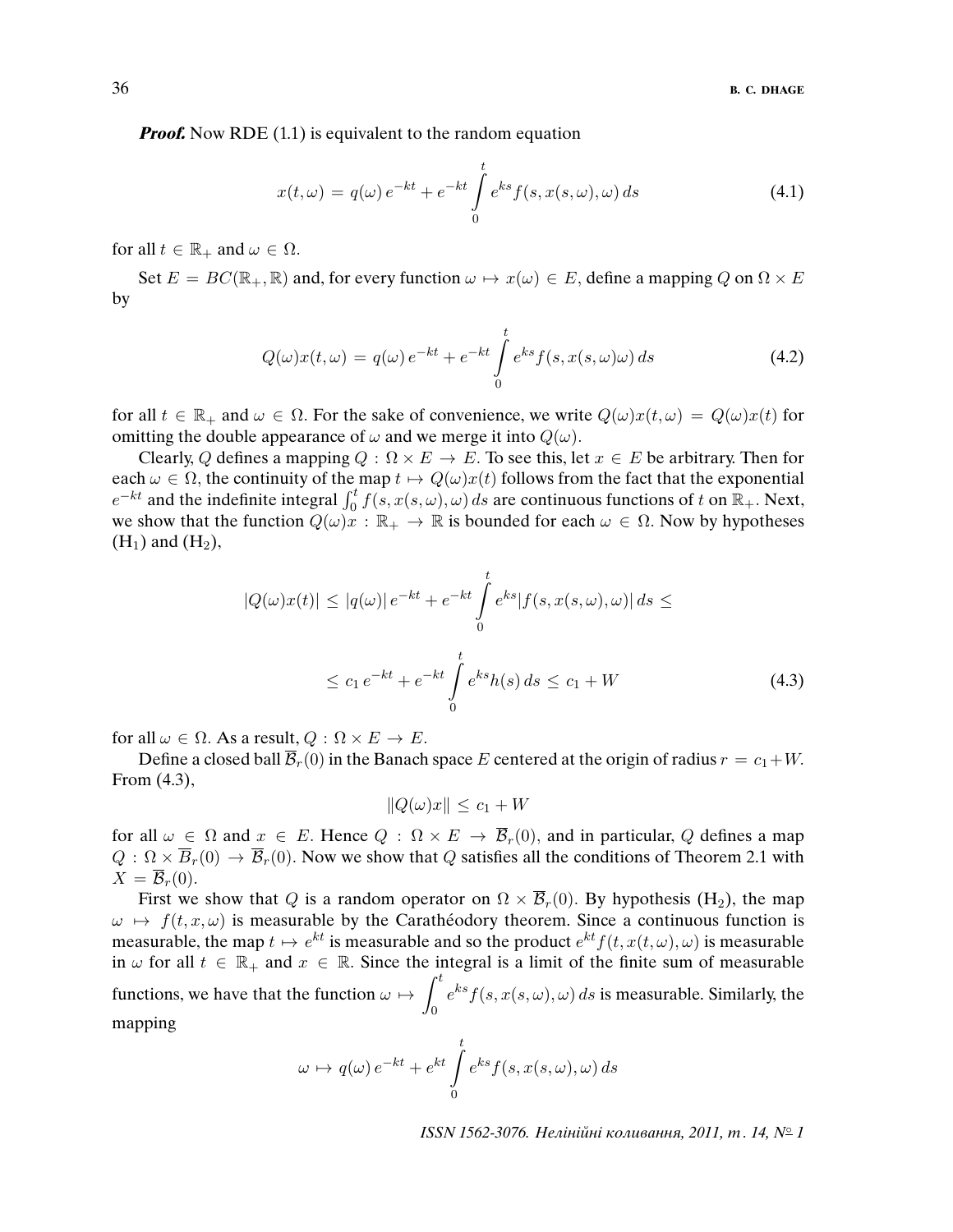***Proof.*** Now RDE (1.1) is equivalent to the random equation

$$x(t,\omega) = q(\omega)\, e^{-kt} + e^{-kt} \int\limits_0^t e^{ks} f(s, x(s,\omega), \omega)\, ds \tag{4.1}$$

for all $t \in \mathbb{R}_+$ and $\omega \in \Omega$.

Set $E = BC(\mathbb{R}_+, \mathbb{R})$ and, for every function $\omega \mapsto x(\omega) \in E$, define a mapping $Q$ on $\Omega \times E$ by

$$Q(\omega)x(t,\omega) = q(\omega)\, e^{-kt} + e^{-kt} \int\limits_0^t e^{ks} f(s, x(s,\omega)\omega)\, ds \tag{4.2}$$

for all $t \in \mathbb{R}_+$ and $\omega \in \Omega$. For the sake of convenience, we write $Q(\omega)x(t,\omega) = Q(\omega)x(t)$ for omitting the double appearance of $\omega$ and we merge it into $Q(\omega)$.

Clearly, $Q$ defines a mapping $Q : \Omega \times E \to E$. To see this, let $x \in E$ be arbitrary. Then for each $\omega \in \Omega$, the continuity of the map $t \mapsto Q(\omega)x(t)$ follows from the fact that the exponential $e^{-kt}$ and the indefinite integral $\int_0^t f(s, x(s,\omega), \omega)\, ds$ are continuous functions of $t$ on $\mathbb{R}_+$. Next, we show that the function $Q(\omega)x : \mathbb{R}_+ \to \mathbb{R}$ is bounded for each $\omega \in \Omega$. Now by hypotheses $(\mathrm{H}_1)$ and $(\mathrm{H}_2)$,

$$|Q(\omega)x(t)| \le |q(\omega)|\, e^{-kt} + e^{-kt} \int\limits_0^t e^{ks} |f(s, x(s,\omega), \omega)|\, ds \le$$

$$\le c_1\, e^{-kt} + e^{-kt} \int\limits_0^t e^{ks} h(s)\, ds \le c_1 + W \tag{4.3}$$

for all $\omega \in \Omega$. As a result, $Q : \Omega \times E \to E$.

Define a closed ball $\overline{\mathcal{B}}_r(0)$ in the Banach space $E$ centered at the origin of radius $r = c_1 + W$. From (4.3),

$$\|Q(\omega)x\| \le c_1 + W$$

for all $\omega \in \Omega$ and $x \in E$. Hence $Q : \Omega \times E \to \overline{\mathcal{B}}_r(0)$, and in particular, $Q$ defines a map $Q : \Omega \times \overline{\mathcal{B}}_r(0) \to \overline{\mathcal{B}}_r(0)$. Now we show that $Q$ satisfies all the conditions of Theorem 2.1 with $X = \overline{\mathcal{B}}_r(0)$.

First we show that $Q$ is a random operator on $\Omega \times \overline{\mathcal{B}}_r(0)$. By hypothesis $(\mathrm{H}_2)$, the map $\omega \mapsto f(t, x, \omega)$ is measurable by the Carathéodory theorem. Since a continuous function is measurable, the map $t \mapsto e^{kt}$ is measurable and so the product $e^{kt} f(t, x(t,\omega), \omega)$ is measurable in $\omega$ for all $t \in \mathbb{R}_+$ and $x \in \mathbb{R}$. Since the integral is a limit of the finite sum of measurable functions, we have that the function $\omega \mapsto \displaystyle\int_0^t e^{ks} f(s, x(s,\omega), \omega)\, ds$ is measurable. Similarly, the mapping

$$\omega \mapsto q(\omega)\, e^{-kt} + e^{kt} \int\limits_0^t e^{ks} f(s, x(s,\omega), \omega)\, ds$$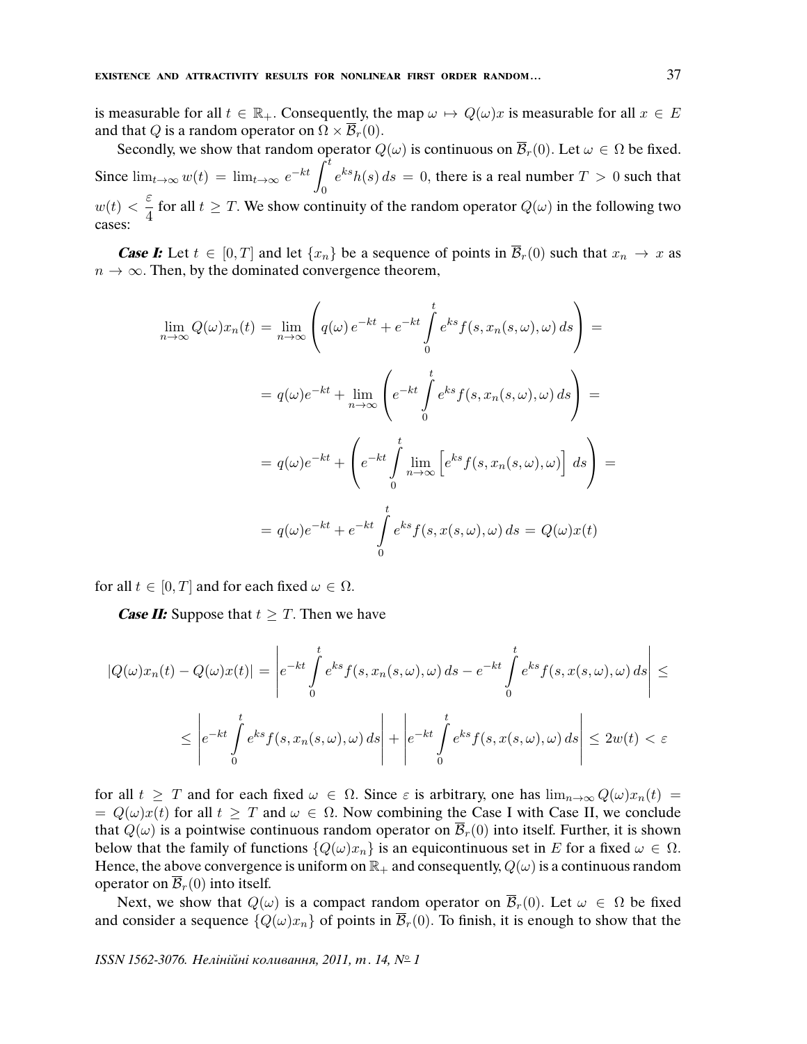is measurable for all $t \in \mathbb{R}_+$. Consequently, the map $\omega \mapsto Q(\omega)x$ is measurable for all $x \in E$ and that $Q$ is a random operator on $\Omega \times \overline{\mathcal{B}}_r(0)$.

Secondly, we show that random operator $Q(\omega)$ is continuous on $\overline{\mathcal{B}}_r(0)$. Let $\omega \in \Omega$ be fixed. Since $\lim_{t\to\infty} w(t) = \lim_{t\to\infty} e^{-kt} \int_0^t e^{ks} h(s)\, ds = 0$, there is a real number $T > 0$ such that $w(t) < \frac{\varepsilon}{4}$ for all $t \geq T$. We show continuity of the random operator $Q(\omega)$ in the following two cases:

***Case I:*** Let $t \in [0, T]$ and let $\{x_n\}$ be a sequence of points in $\overline{\mathcal{B}}_r(0)$ such that $x_n \to x$ as $n \to \infty$. Then, by the dominated convergence theorem,

$$
\begin{aligned}
\lim_{n\to\infty} Q(\omega)x_n(t) &= \lim_{n\to\infty} \left( q(\omega)\, e^{-kt} + e^{-kt} \int_0^t e^{ks} f(s, x_n(s,\omega), \omega)\, ds \right) = \\
&= q(\omega)e^{-kt} + \lim_{n\to\infty} \left( e^{-kt} \int_0^t e^{ks} f(s, x_n(s,\omega), \omega)\, ds \right) = \\
&= q(\omega)e^{-kt} + \left( e^{-kt} \int_0^t \lim_{n\to\infty} \left[ e^{ks} f(s, x_n(s,\omega), \omega) \right] ds \right) = \\
&= q(\omega)e^{-kt} + e^{-kt} \int_0^t e^{ks} f(s, x(s,\omega), \omega)\, ds = Q(\omega)x(t)
\end{aligned}
$$

for all $t \in [0, T]$ and for each fixed $\omega \in \Omega$.

***Case II:*** Suppose that $t \geq T$. Then we have

$$
\begin{aligned}
|Q(\omega)x_n(t) - Q(\omega)x(t)| &= \left| e^{-kt} \int_0^t e^{ks} f(s, x_n(s,\omega), \omega)\, ds - e^{-kt} \int_0^t e^{ks} f(s, x(s,\omega), \omega)\, ds \right| \leq \\
&\leq \left| e^{-kt} \int_0^t e^{ks} f(s, x_n(s,\omega), \omega)\, ds \right| + \left| e^{-kt} \int_0^t e^{ks} f(s, x(s,\omega), \omega)\, ds \right| \leq 2w(t) < \varepsilon
\end{aligned}
$$

for all $t \geq T$ and for each fixed $\omega \in \Omega$. Since $\varepsilon$ is arbitrary, one has $\lim_{n\to\infty} Q(\omega)x_n(t) = Q(\omega)x(t)$ for all $t \geq T$ and $\omega \in \Omega$. Now combining the Case I with Case II, we conclude that $Q(\omega)$ is a pointwise continuous random operator on $\overline{\mathcal{B}}_r(0)$ into itself. Further, it is shown below that the family of functions $\{Q(\omega)x_n\}$ is an equicontinuous set in $E$ for a fixed $\omega \in \Omega$. Hence, the above convergence is uniform on $\mathbb{R}_+$ and consequently, $Q(\omega)$ is a continuous random operator on $\overline{\mathcal{B}}_r(0)$ into itself.

Next, we show that $Q(\omega)$ is a compact random operator on $\overline{\mathcal{B}}_r(0)$. Let $\omega \in \Omega$ be fixed and consider a sequence $\{Q(\omega)x_n\}$ of points in $\overline{\mathcal{B}}_r(0)$. To finish, it is enough to show that the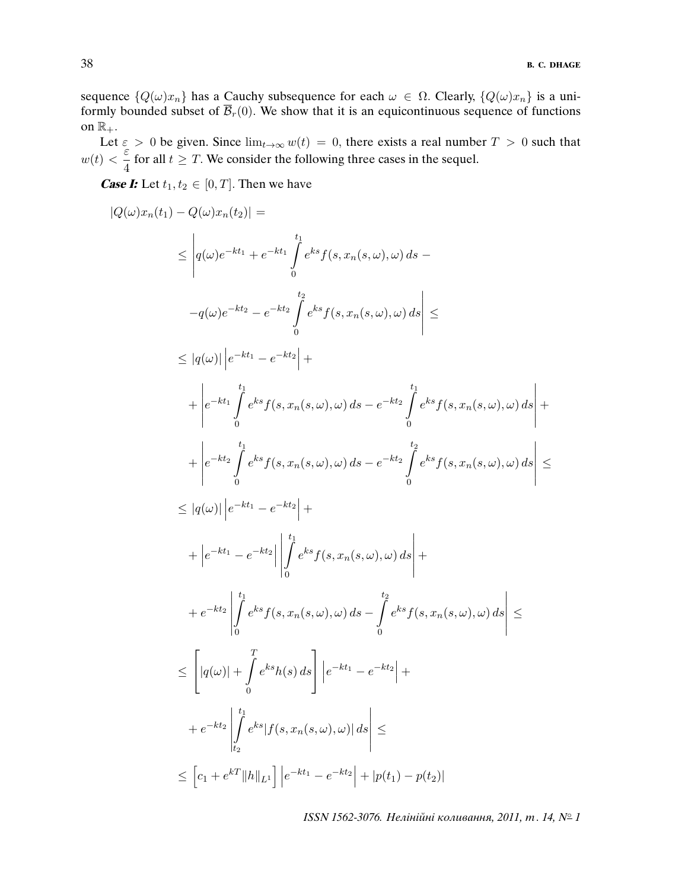sequence $\{Q(\omega)x_n\}$ has a Cauchy subsequence for each $\omega \in \Omega$. Clearly, $\{Q(\omega)x_n\}$ is a uniformly bounded subset of $\overline{\mathcal{B}}_r(0)$. We show that it is an equicontinuous sequence of functions on $\mathbb{R}_+$.

Let $\varepsilon > 0$ be given. Since $\lim_{t\to\infty} w(t) = 0$, there exists a real number $T > 0$ such that $w(t) < \dfrac{\varepsilon}{4}$ for all $t \geq T$. We consider the following three cases in the sequel.

***Case I:*** Let $t_1, t_2 \in [0, T]$. Then we have

$$
\begin{aligned}
|Q(\omega)x_n(t_1) - Q(\omega)x_n(t_2)| = \\
&\leq \left| q(\omega)e^{-kt_1} + e^{-kt_1} \int_0^{t_1} e^{ks} f(s, x_n(s,\omega), \omega)\, ds - \right. \\
&\quad \left. - q(\omega)e^{-kt_2} - e^{-kt_2} \int_0^{t_2} e^{ks} f(s, x_n(s,\omega), \omega)\, ds \right| \leq \\
&\leq |q(\omega)| \left| e^{-kt_1} - e^{-kt_2} \right| + \\
&\quad + \left| e^{-kt_1} \int_0^{t_1} e^{ks} f(s, x_n(s,\omega), \omega)\, ds - e^{-kt_2} \int_0^{t_1} e^{ks} f(s, x_n(s,\omega), \omega)\, ds \right| + \\
&\quad + \left| e^{-kt_2} \int_0^{t_1} e^{ks} f(s, x_n(s,\omega), \omega)\, ds - e^{-kt_2} \int_0^{t_2} e^{ks} f(s, x_n(s,\omega), \omega)\, ds \right| \leq \\
&\leq |q(\omega)| \left| e^{-kt_1} - e^{-kt_2} \right| + \\
&\quad + \left| e^{-kt_1} - e^{-kt_2} \right| \left| \int_0^{t_1} e^{ks} f(s, x_n(s,\omega), \omega)\, ds \right| + \\
&\quad + e^{-kt_2} \left| \int_0^{t_1} e^{ks} f(s, x_n(s,\omega), \omega)\, ds - \int_0^{t_2} e^{ks} f(s, x_n(s,\omega), \omega)\, ds \right| \leq \\
&\leq \left[ |q(\omega)| + \int_0^{T} e^{ks} h(s)\, ds \right] \left| e^{-kt_1} - e^{-kt_2} \right| + \\
&\quad + e^{-kt_2} \left| \int_{t_2}^{t_1} e^{ks} |f(s, x_n(s,\omega), \omega)|\, ds \right| \leq \\
&\leq \left[ c_1 + e^{kT} \|h\|_{L^1} \right] \left| e^{-kt_1} - e^{-kt_2} \right| + |p(t_1) - p(t_2)|
\end{aligned}
$$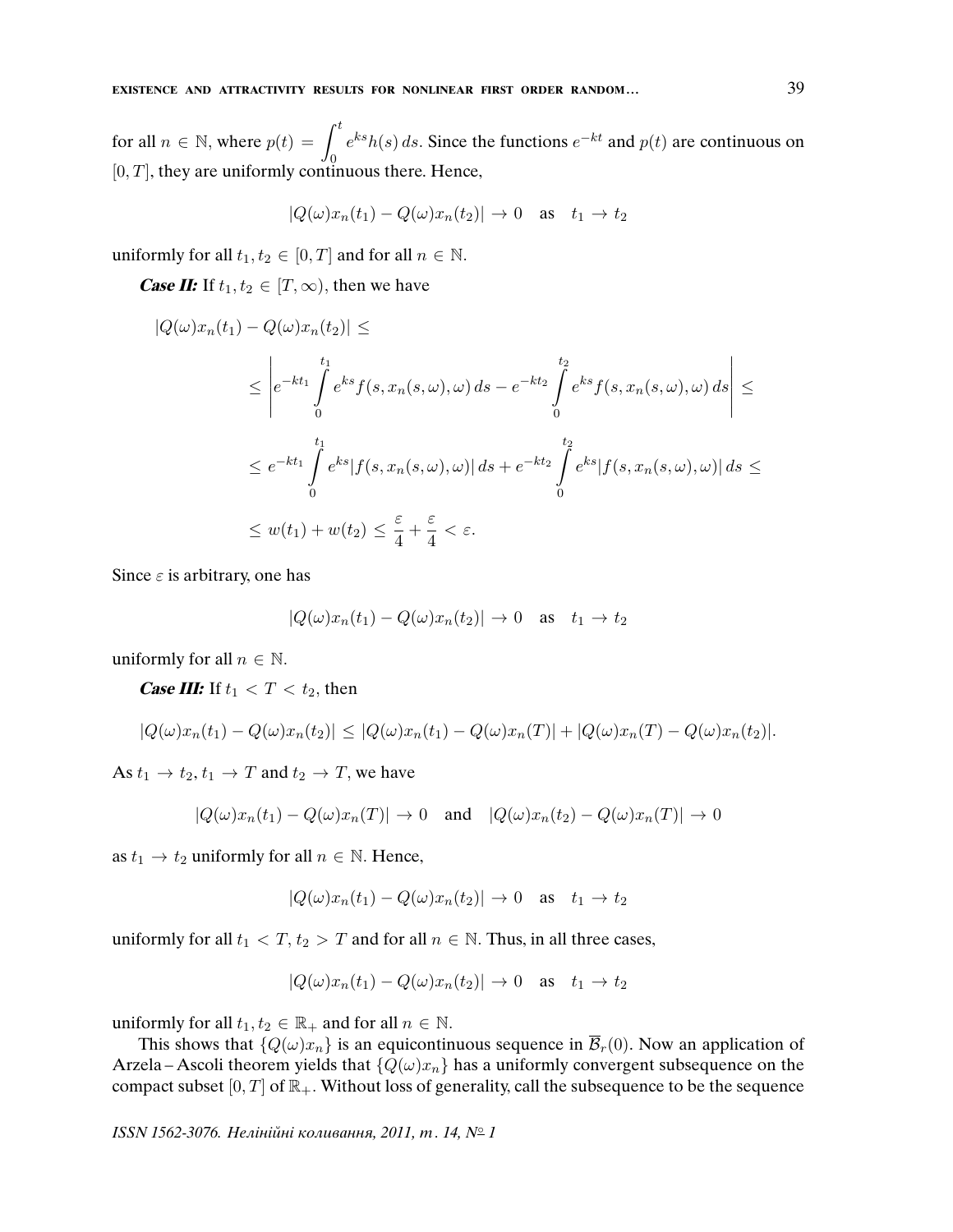for all $n \in \mathbb{N}$, where $p(t) = \displaystyle\int_0^t e^{ks} h(s)\, ds$. Since the functions $e^{-kt}$ and $p(t)$ are continuous on $[0, T]$, they are uniformly continuous there. Hence,

$$|Q(\omega)x_n(t_1) - Q(\omega)x_n(t_2)| \to 0 \quad \text{as} \quad t_1 \to t_2$$

uniformly for all $t_1, t_2 \in [0, T]$ and for all $n \in \mathbb{N}$.

***Case II:*** If $t_1, t_2 \in [T, \infty)$, then we have

$$|Q(\omega)x_n(t_1) - Q(\omega)x_n(t_2)| \leq$$

$$\leq \left| e^{-kt_1} \int\limits_0^{t_1} e^{ks} f(s, x_n(s, \omega), \omega)\, ds - e^{-kt_2} \int\limits_0^{t_2} e^{ks} f(s, x_n(s, \omega), \omega)\, ds \right| \leq$$

$$\leq e^{-kt_1} \int\limits_0^{t_1} e^{ks} |f(s, x_n(s, \omega), \omega)|\, ds + e^{-kt_2} \int\limits_0^{t_2} e^{ks} |f(s, x_n(s, \omega), \omega)|\, ds \leq$$

$$\leq w(t_1) + w(t_2) \leq \frac{\varepsilon}{4} + \frac{\varepsilon}{4} < \varepsilon.$$

Since $\varepsilon$ is arbitrary, one has

$$|Q(\omega)x_n(t_1) - Q(\omega)x_n(t_2)| \to 0 \quad \text{as} \quad t_1 \to t_2$$

uniformly for all $n \in \mathbb{N}$.

***Case III:*** If $t_1 < T < t_2$, then

$$|Q(\omega)x_n(t_1) - Q(\omega)x_n(t_2)| \leq |Q(\omega)x_n(t_1) - Q(\omega)x_n(T)| + |Q(\omega)x_n(T) - Q(\omega)x_n(t_2)|.$$

As $t_1 \to t_2$, $t_1 \to T$ and $t_2 \to T$, we have

$$|Q(\omega)x_n(t_1) - Q(\omega)x_n(T)| \to 0 \quad \text{and} \quad |Q(\omega)x_n(t_2) - Q(\omega)x_n(T)| \to 0$$

as $t_1 \to t_2$ uniformly for all $n \in \mathbb{N}$. Hence,

$$|Q(\omega)x_n(t_1) - Q(\omega)x_n(t_2)| \to 0 \quad \text{as} \quad t_1 \to t_2$$

uniformly for all $t_1 < T$, $t_2 > T$ and for all $n \in \mathbb{N}$. Thus, in all three cases,

$$|Q(\omega)x_n(t_1) - Q(\omega)x_n(t_2)| \to 0 \quad \text{as} \quad t_1 \to t_2$$

uniformly for all $t_1, t_2 \in \mathbb{R}_+$ and for all $n \in \mathbb{N}$.

This shows that $\{Q(\omega)x_n\}$ is an equicontinuous sequence in $\overline{\mathcal{B}}_r(0)$. Now an application of Arzela–Ascoli theorem yields that $\{Q(\omega)x_n\}$ has a uniformly convergent subsequence on the compact subset $[0, T]$ of $\mathbb{R}_+$. Without loss of generality, call the subsequence to be the sequence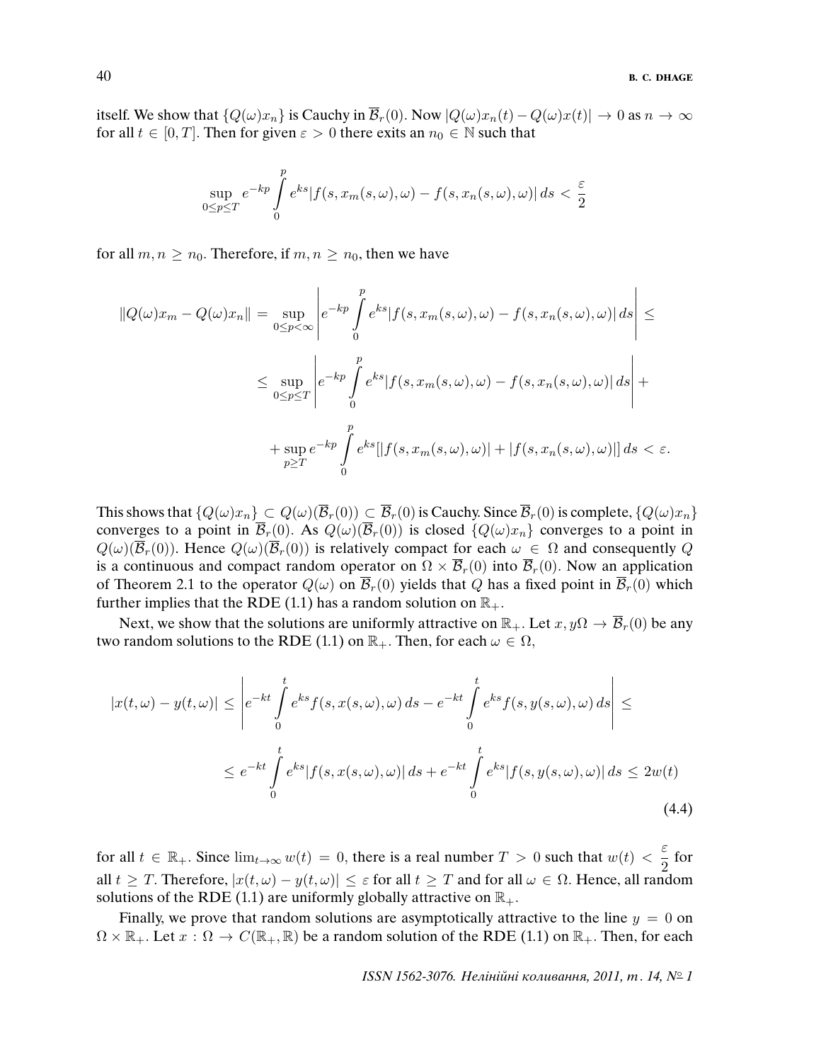itself. We show that $\{Q(\omega)x_n\}$ is Cauchy in $\overline{\mathcal{B}}_r(0)$. Now $|Q(\omega)x_n(t) - Q(\omega)x(t)| \to 0$ as $n \to \infty$ for all $t \in [0, T]$. Then for given $\varepsilon > 0$ there exits an $n_0 \in \mathbb{N}$ such that

$$\sup_{0 \le p \le T} e^{-kp} \int_0^p e^{ks} |f(s, x_m(s,\omega), \omega) - f(s, x_n(s,\omega), \omega)|\, ds < \frac{\varepsilon}{2}$$

for all $m, n \ge n_0$. Therefore, if $m, n \ge n_0$, then we have

$$\|Q(\omega)x_m - Q(\omega)x_n\| = \sup_{0 \le p < \infty} \left| e^{-kp} \int_0^p e^{ks} |f(s, x_m(s,\omega), \omega) - f(s, x_n(s,\omega), \omega)|\, ds \right| \le$$

$$\le \sup_{0 \le p \le T} \left| e^{-kp} \int_0^p e^{ks} |f(s, x_m(s,\omega), \omega) - f(s, x_n(s,\omega), \omega)|\, ds \right| +$$

$$+ \sup_{p \ge T} e^{-kp} \int_0^p e^{ks} [|f(s, x_m(s,\omega), \omega)| + |f(s, x_n(s,\omega), \omega)|]\, ds < \varepsilon.$$

This shows that $\{Q(\omega)x_n\} \subset Q(\omega)(\overline{\mathcal{B}}_r(0)) \subset \overline{\mathcal{B}}_r(0)$ is Cauchy. Since $\overline{\mathcal{B}}_r(0)$ is complete, $\{Q(\omega)x_n\}$ converges to a point in $\overline{\mathcal{B}}_r(0)$. As $Q(\omega)(\overline{\mathcal{B}}_r(0))$ is closed $\{Q(\omega)x_n\}$ converges to a point in $Q(\omega)(\overline{\mathcal{B}}_r(0))$. Hence $Q(\omega)(\overline{\mathcal{B}}_r(0))$ is relatively compact for each $\omega \in \Omega$ and consequently $Q$ is a continuous and compact random operator on $\Omega \times \overline{\mathcal{B}}_r(0)$ into $\overline{\mathcal{B}}_r(0)$. Now an application of Theorem 2.1 to the operator $Q(\omega)$ on $\overline{\mathcal{B}}_r(0)$ yields that $Q$ has a fixed point in $\overline{\mathcal{B}}_r(0)$ which further implies that the RDE (1.1) has a random solution on $\mathbb{R}_+$.

Next, we show that the solutions are uniformly attractive on $\mathbb{R}_+$. Let $x, y\Omega \to \overline{\mathcal{B}}_r(0)$ be any two random solutions to the RDE (1.1) on $\mathbb{R}_+$. Then, for each $\omega \in \Omega$,

$$|x(t,\omega) - y(t,\omega)| \le \left| e^{-kt} \int_0^t e^{ks} f(s, x(s,\omega), \omega)\, ds - e^{-kt} \int_0^t e^{ks} f(s, y(s,\omega), \omega)\, ds \right| \le$$

$$\le e^{-kt} \int_0^t e^{ks} |f(s, x(s,\omega), \omega)|\, ds + e^{-kt} \int_0^t e^{ks} |f(s, y(s,\omega), \omega)|\, ds \le 2w(t) \tag{4.4}$$

for all $t \in \mathbb{R}_+$. Since $\lim_{t\to\infty} w(t) = 0$, there is a real number $T > 0$ such that $w(t) < \dfrac{\varepsilon}{2}$ for all $t \ge T$. Therefore, $|x(t,\omega) - y(t,\omega)| \le \varepsilon$ for all $t \ge T$ and for all $\omega \in \Omega$. Hence, all random solutions of the RDE (1.1) are uniformly globally attractive on $\mathbb{R}_+$.

Finally, we prove that random solutions are asymptotically attractive to the line $y = 0$ on $\Omega \times \mathbb{R}_+$. Let $x : \Omega \to C(\mathbb{R}_+, \mathbb{R})$ be a random solution of the RDE (1.1) on $\mathbb{R}_+$. Then, for each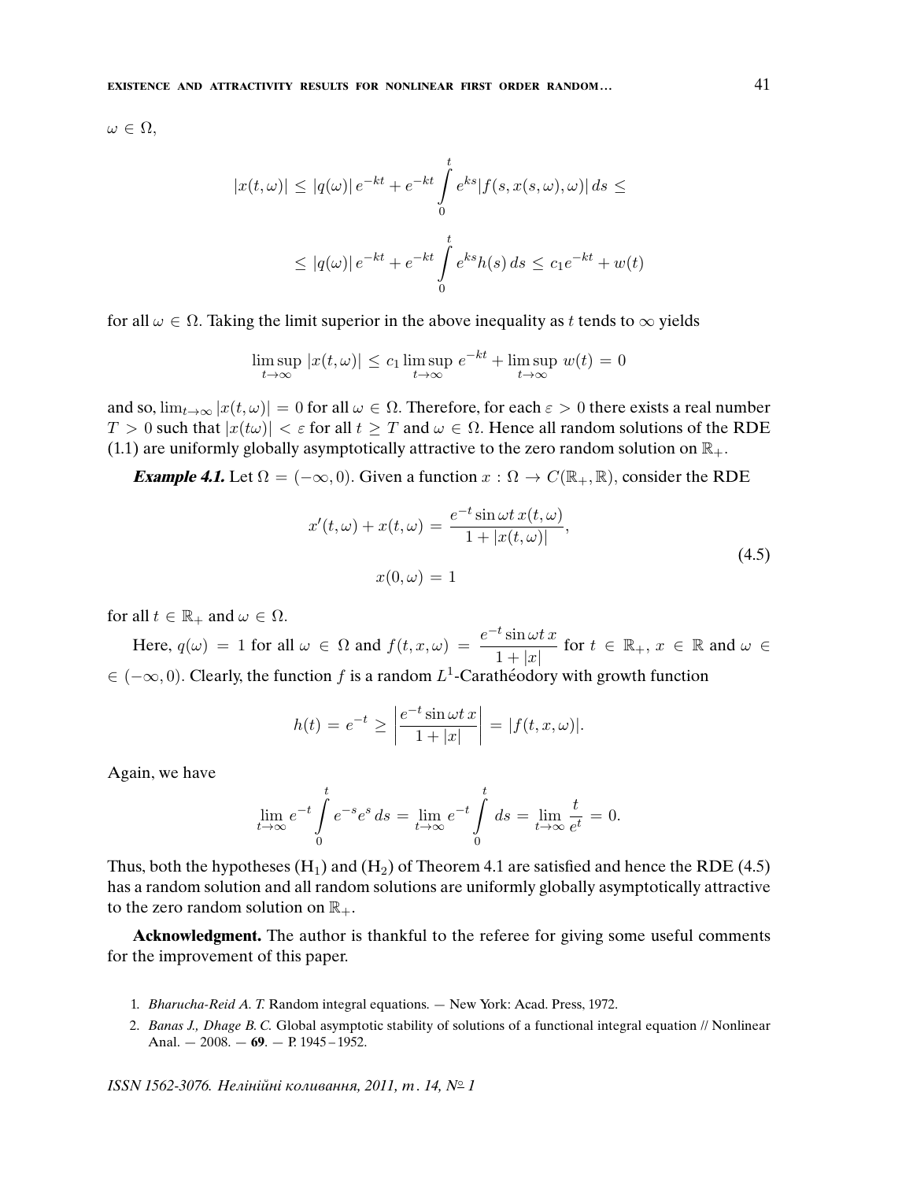$\omega \in \Omega$,

$$|x(t,\omega)| \le |q(\omega)|\, e^{-kt} + e^{-kt} \int\limits_0^t e^{ks} |f(s, x(s,\omega), \omega)|\, ds \le$$

$$\le |q(\omega)|\, e^{-kt} + e^{-kt} \int\limits_0^t e^{ks} h(s)\, ds \le c_1 e^{-kt} + w(t)$$

for all $\omega \in \Omega$. Taking the limit superior in the above inequality as $t$ tends to $\infty$ yields

$$\limsup_{t\to\infty} |x(t,\omega)| \le c_1 \limsup_{t\to\infty} e^{-kt} + \limsup_{t\to\infty} w(t) = 0$$

and so, $\lim_{t\to\infty} |x(t,\omega)| = 0$ for all $\omega \in \Omega$. Therefore, for each $\varepsilon > 0$ there exists a real number $T > 0$ such that $|x(t\omega)| < \varepsilon$ for all $t \ge T$ and $\omega \in \Omega$. Hence all random solutions of the RDE (1.1) are uniformly globally asymptotically attractive to the zero random solution on $\mathbb{R}_+$.

***Example 4.1.*** Let $\Omega = (-\infty, 0)$. Given a function $x : \Omega \to C(\mathbb{R}_+, \mathbb{R})$, consider the RDE

$$x'(t,\omega) + x(t,\omega) = \frac{e^{-t} \sin \omega t\, x(t,\omega)}{1 + |x(t,\omega)|},$$
$$x(0,\omega) = 1 \tag{4.5}$$

for all $t \in \mathbb{R}_+$ and $\omega \in \Omega$.

Here, $q(\omega) = 1$ for all $\omega \in \Omega$ and $f(t,x,\omega) = \dfrac{e^{-t} \sin \omega t\, x}{1 + |x|}$ for $t \in \mathbb{R}_+$, $x \in \mathbb{R}$ and $\omega \in (-\infty, 0)$. Clearly, the function $f$ is a random $L^1$-Carathéodory with growth function

$$h(t) = e^{-t} \ge \left| \frac{e^{-t} \sin \omega t\, x}{1 + |x|} \right| = |f(t,x,\omega)|.$$

Again, we have

$$\lim_{t\to\infty} e^{-t} \int\limits_0^t e^{-s} e^{s}\, ds = \lim_{t\to\infty} e^{-t} \int\limits_0^t ds = \lim_{t\to\infty} \frac{t}{e^t} = 0.$$

Thus, both the hypotheses $(\mathrm{H}_1)$ and $(\mathrm{H}_2)$ of Theorem 4.1 are satisfied and hence the RDE (4.5) has a random solution and all random solutions are uniformly globally asymptotically attractive to the zero random solution on $\mathbb{R}_+$.

**Acknowledgment.** The author is thankful to the referee for giving some useful comments for the improvement of this paper.

1. *Bharucha-Reid A. T.* Random integral equations. — New York: Acad. Press, 1972.
2. *Banas J., Dhage B. C.* Global asymptotic stability of solutions of a functional integral equation // Nonlinear Anal. — 2008. — **69**. — P. 1945 – 1952.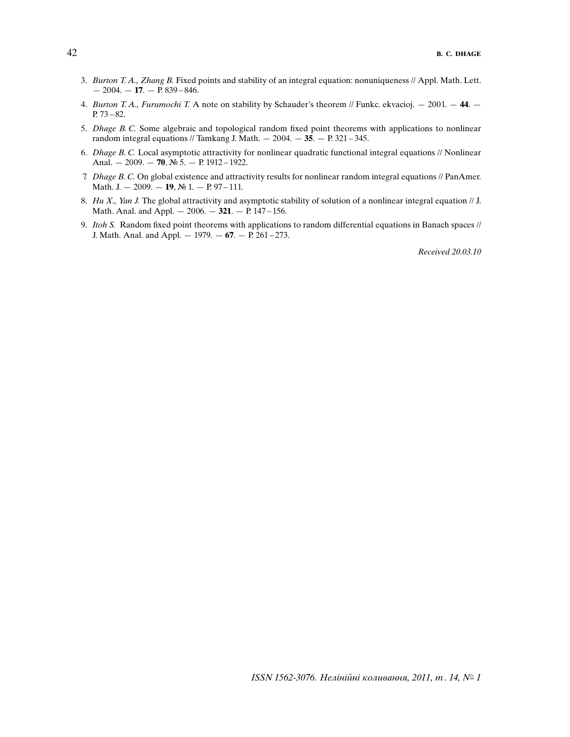3. *Burton T. A., Zhang B.* Fixed points and stability of an integral equation: nonuniqueness // Appl. Math. Lett. — 2004. — **17**. — P. 839 – 846.
4. *Burton T. A., Furumochi T.* A note on stability by Schauder's theorem // Funkc. ekvacioj. — 2001. — **44**. — P. 73 – 82.
5. *Dhage B. C.* Some algebraic and topological random fixed point theorems with applications to nonlinear random integral equations // Tamkang J. Math. — 2004. — **35**. — P. 321 – 345.
6. *Dhage B. C.* Local asymptotic attractivity for nonlinear quadratic functional integral equations // Nonlinear Anal. — 2009. — **70**, № 5. — P. 1912 – 1922.
7. *Dhage B. C.* On global existence and attractivity results for nonlinear random integral equations // PanAmer. Math. J. — 2009. — **19**, № 1. — P. 97 – 111.
8. *Hu X., Yan J.* The global attractivity and asymptotic stability of solution of a nonlinear integral equation // J. Math. Anal. and Appl. — 2006. — **321**. — P. 147 – 156.
9. *Itoh S.* Random fixed point theorems with applications to random differential equations in Banach spaces // J. Math. Anal. and Appl. — 1979. — **67**. — P. 261 – 273.

*Received 20.03.10*